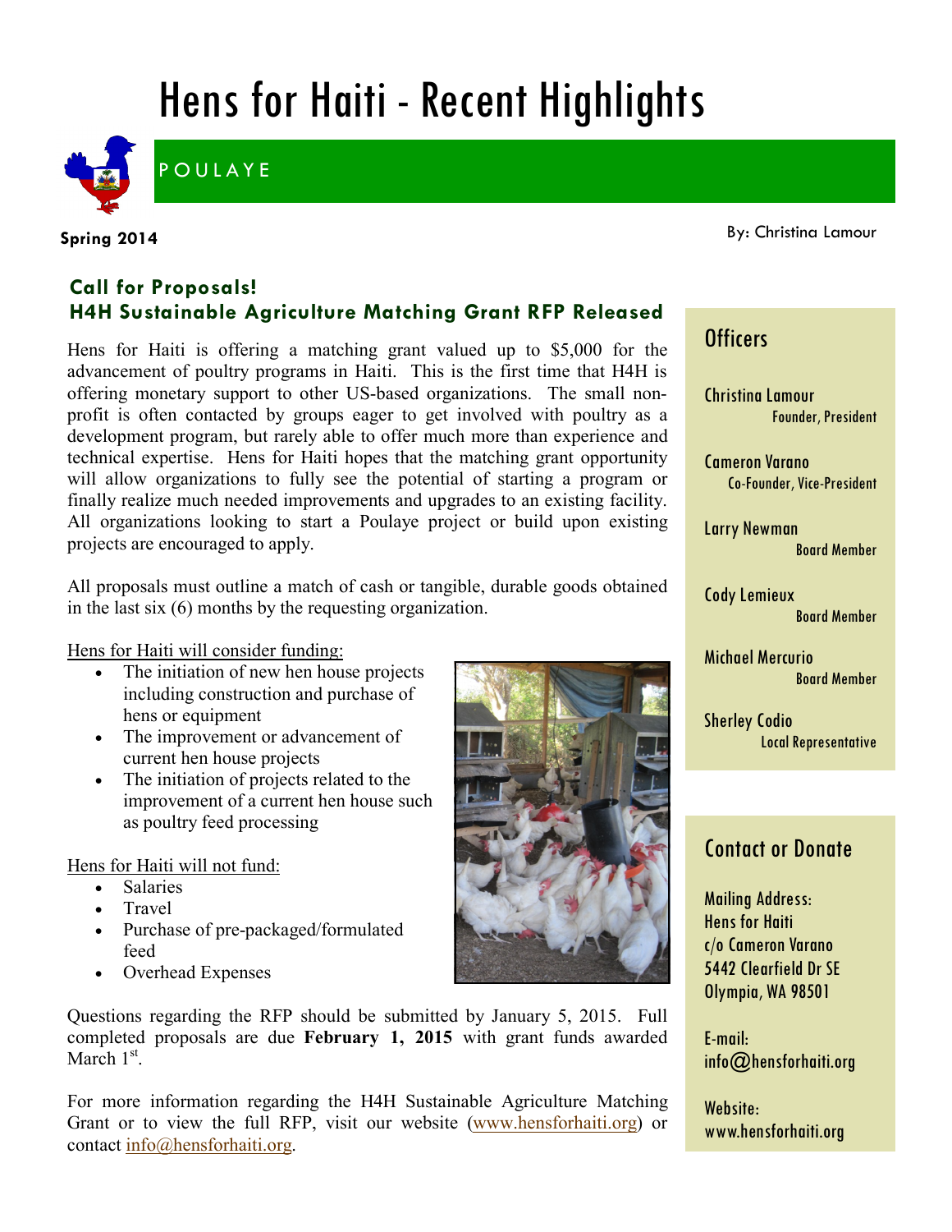# Hens for Haiti - Recent Highlights

POULAYE

**Spring 2014**

By: Christina Lamour

## Call for Proposals!
## H4H Sustainable Agriculture Matching Grant RFP Released

Hens for Haiti is offering a matching grant valued up to $5,000 for the advancement of poultry programs in Haiti. This is the first time that H4H is offering monetary support to other US-based organizations. The small non-profit is often contacted by groups eager to get involved with poultry as a development program, but rarely able to offer much more than experience and technical expertise. Hens for Haiti hopes that the matching grant opportunity will allow organizations to fully see the potential of starting a program or finally realize much needed improvements and upgrades to an existing facility. All organizations looking to start a Poulaye project or build upon existing projects are encouraged to apply.

All proposals must outline a match of cash or tangible, durable goods obtained in the last six (6) months by the requesting organization.

Hens for Haiti will consider funding:

- The initiation of new hen house projects including construction and purchase of hens or equipment
- The improvement or advancement of current hen house projects
- The initiation of projects related to the improvement of a current hen house such as poultry feed processing

Hens for Haiti will not fund:

- Salaries
- Travel
- Purchase of pre-packaged/formulated feed
- Overhead Expenses

Questions regarding the RFP should be submitted by January 5, 2015. Full completed proposals are due **February 1, 2015** with grant funds awarded March 1st.

For more information regarding the H4H Sustainable Agriculture Matching Grant or to view the full RFP, visit our website (www.hensforhaiti.org) or contact info@hensforhaiti.org.

## Officers

Christina Lamour
Founder, President

Cameron Varano
Co-Founder, Vice-President

Larry Newman
Board Member

Cody Lemieux
Board Member

Michael Mercurio
Board Member

Sherley Codio
Local Representative

## Contact or Donate

Mailing Address:
Hens for Haiti
c/o Cameron Varano
5442 Clearfield Dr SE
Olympia, WA 98501

E-mail:
info@hensforhaiti.org

Website:
www.hensforhaiti.org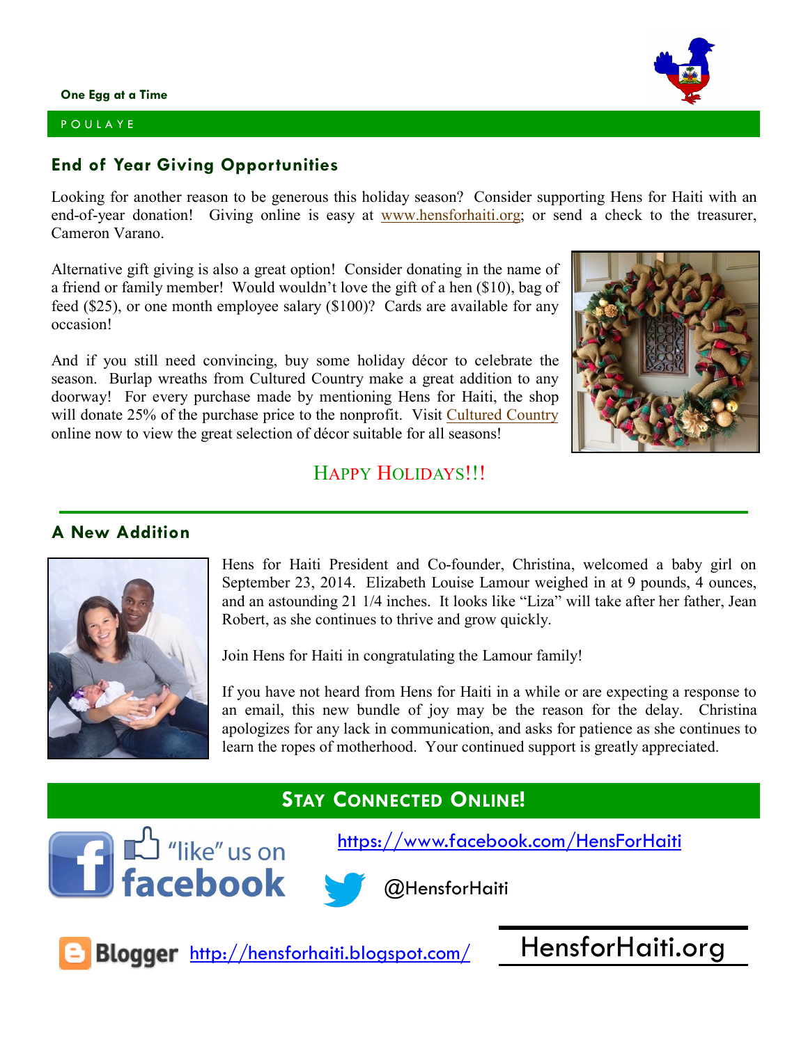One Egg at a Time

POULAYE

## End of Year Giving Opportunities

Looking for another reason to be generous this holiday season? Consider supporting Hens for Haiti with an end-of-year donation! Giving online is easy at www.hensforhaiti.org; or send a check to the treasurer, Cameron Varano.

Alternative gift giving is also a great option! Consider donating in the name of a friend or family member! Would wouldn't love the gift of a hen ($10), bag of feed ($25), or one month employee salary ($100)? Cards are available for any occasion!

And if you still need convincing, buy some holiday décor to celebrate the season. Burlap wreaths from Cultured Country make a great addition to any doorway! For every purchase made by mentioning Hens for Haiti, the shop will donate 25% of the purchase price to the nonprofit. Visit Cultured Country online now to view the great selection of décor suitable for all seasons!

HAPPY HOLIDAYS!!!

## A New Addition

Hens for Haiti President and Co-founder, Christina, welcomed a baby girl on September 23, 2014. Elizabeth Louise Lamour weighed in at 9 pounds, 4 ounces, and an astounding 21 1/4 inches. It looks like "Liza" will take after her father, Jean Robert, as she continues to thrive and grow quickly.

Join Hens for Haiti in congratulating the Lamour family!

If you have not heard from Hens for Haiti in a while or are expecting a response to an email, this new bundle of joy may be the reason for the delay. Christina apologizes for any lack in communication, and asks for patience as she continues to learn the ropes of motherhood. Your continued support is greatly appreciated.

## STAY CONNECTED ONLINE!

"like" us on facebook https://www.facebook.com/HensForHaiti

@HensforHaiti

Blogger http://hensforhaiti.blogspot.com/

HensforHaiti.org